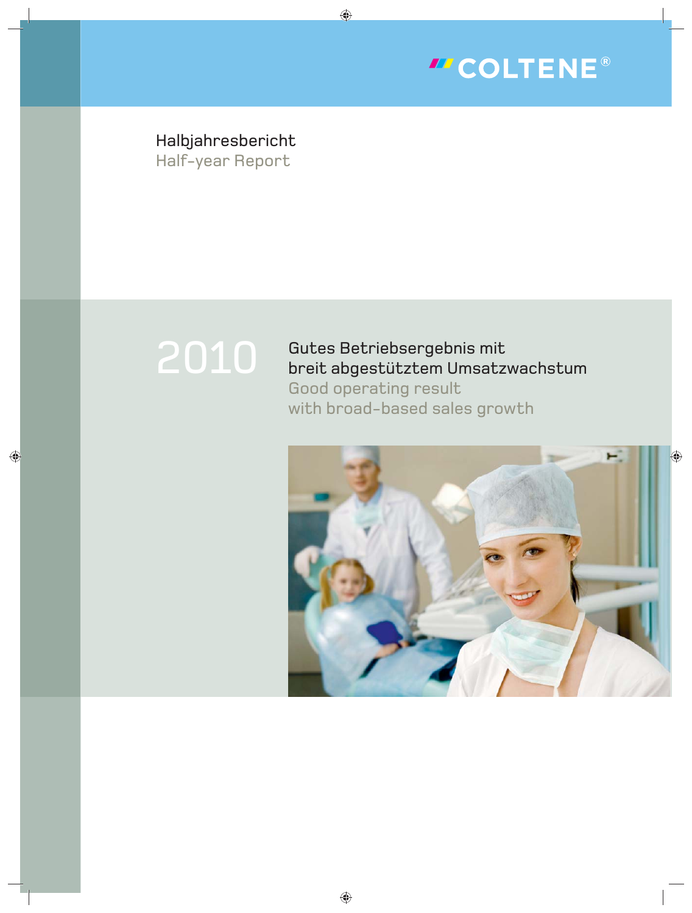COLTENE®

# Halbjahresbericht
## Half-year Report

# 2010

**Gutes Betriebsergebnis mit breit abgestütztem Umsatzwachstum**

Good operating result with broad-based sales growth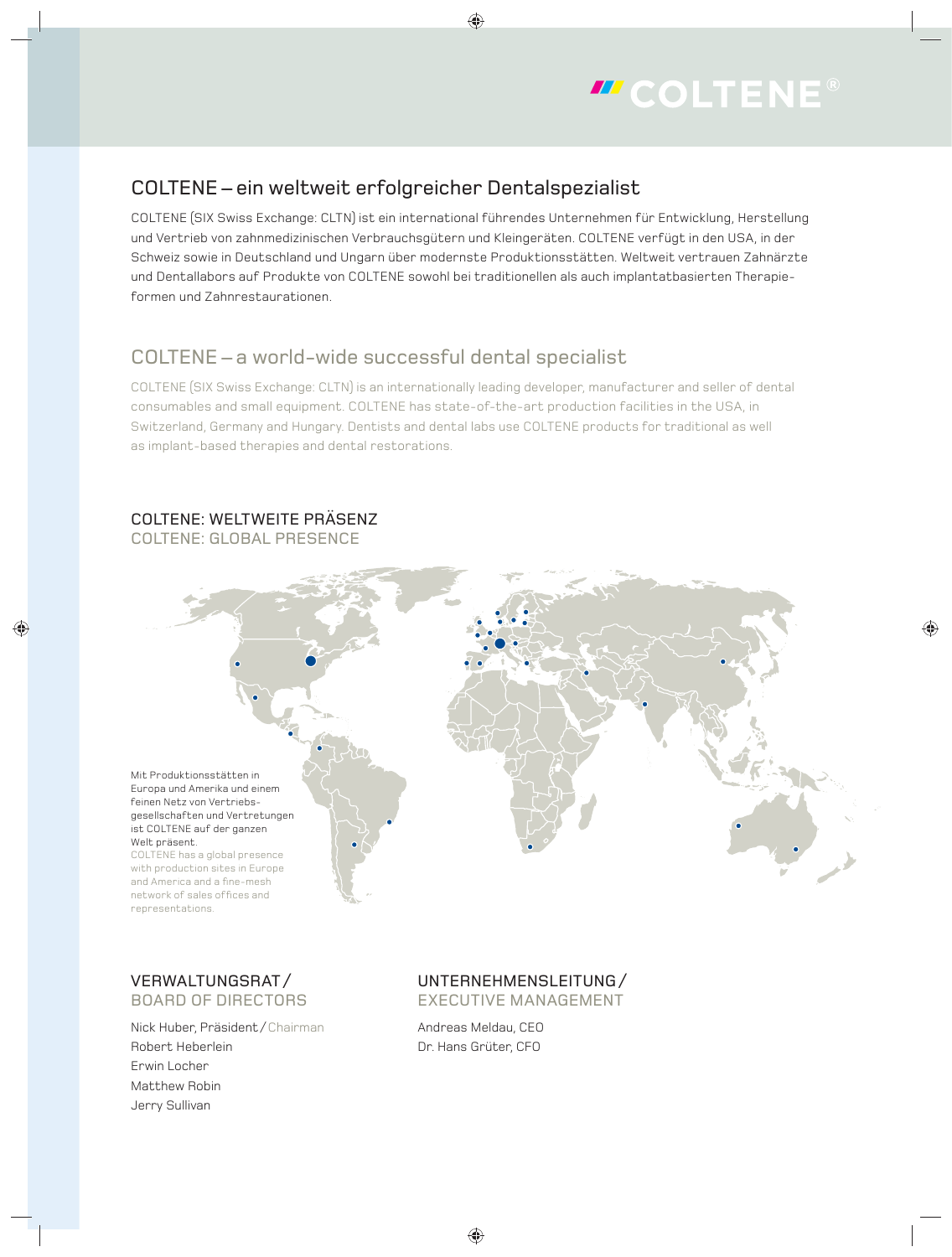# COLTENE – ein weltweit erfolgreicher Dentalspezialist

COLTENE (SIX Swiss Exchange: CLTN) ist ein international führendes Unternehmen für Entwicklung, Herstellung und Vertrieb von zahnmedizinischen Verbrauchsgütern und Kleingeräten. COLTENE verfügt in den USA, in der Schweiz sowie in Deutschland und Ungarn über modernste Produktionsstätten. Weltweit vertrauen Zahnärzte und Dentallabors auf Produkte von COLTENE sowohl bei traditionellen als auch implantatbasierten Therapieformen und Zahnrestaurationen.

# COLTENE – a world-wide successful dental specialist

COLTENE (SIX Swiss Exchange: CLTN) is an internationally leading developer, manufacturer and seller of dental consumables and small equipment. COLTENE has state-of-the-art production facilities in the USA, in Switzerland, Germany and Hungary. Dentists and dental labs use COLTENE products for traditional as well as implant-based therapies and dental restorations.

## COLTENE: WELTWEITE PRÄSENZ
## COLTENE: GLOBAL PRESENCE

Mit Produktionsstätten in Europa und Amerika und einem feinen Netz von Vertriebsgesellschaften und Vertretungen ist COLTENE auf der ganzen Welt präsent.

COLTENE has a global presence with production sites in Europe and America and a fine-mesh network of sales offices and representations.

## VERWALTUNGSRAT / BOARD OF DIRECTORS

Nick Huber, Präsident / Chairman
Robert Heberlein
Erwin Locher
Matthew Robin
Jerry Sullivan

## UNTERNEHMENSLEITUNG / EXECUTIVE MANAGEMENT

Andreas Meldau, CEO
Dr. Hans Grüter, CFO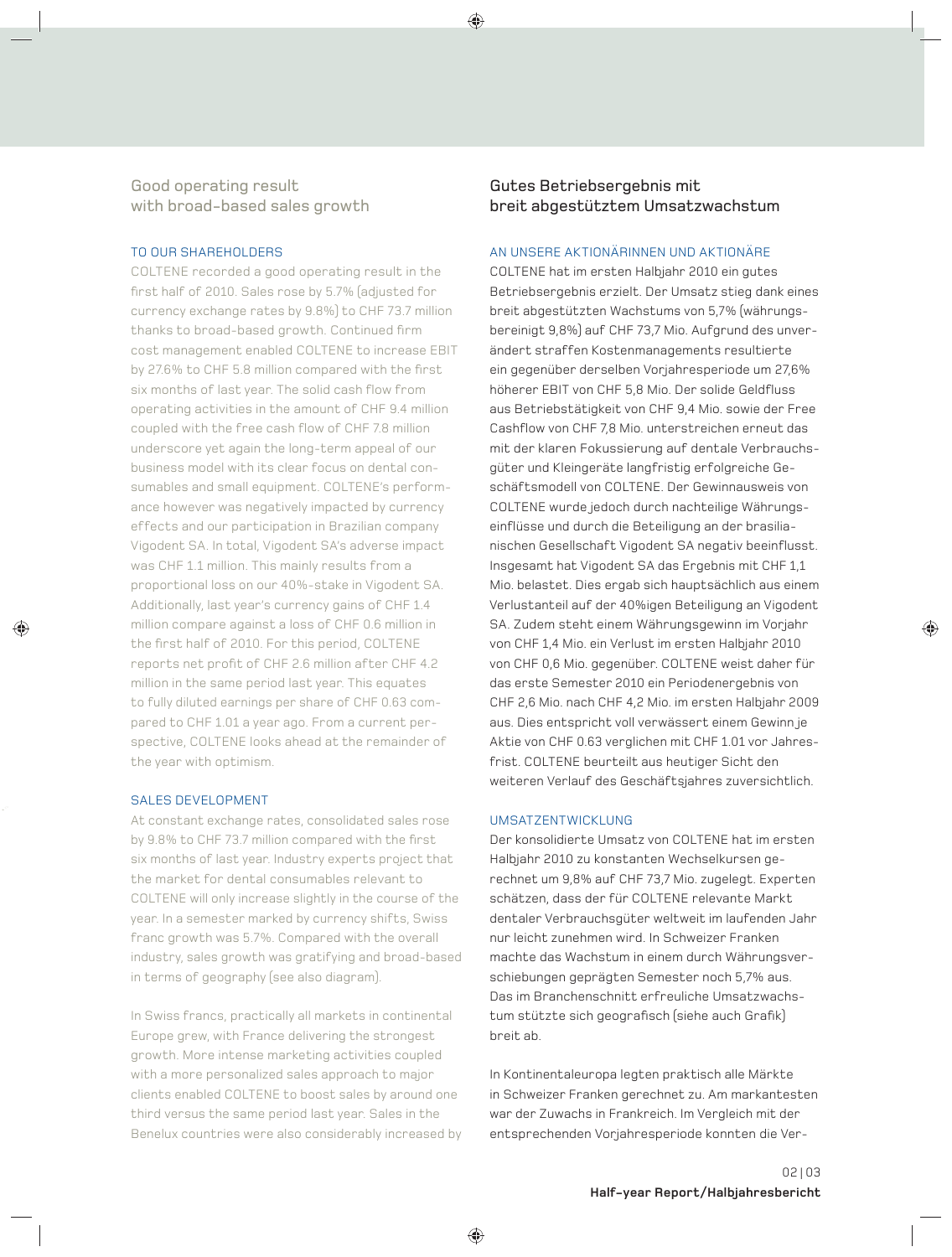## Good operating result with broad-based sales growth

### TO OUR SHAREHOLDERS

COLTENE recorded a good operating result in the first half of 2010. Sales rose by 5.7% (adjusted for currency exchange rates by 9.8%) to CHF 73.7 million thanks to broad-based growth. Continued firm cost management enabled COLTENE to increase EBIT by 27.6% to CHF 5.8 million compared with the first six months of last year. The solid cash flow from operating activities in the amount of CHF 9.4 million coupled with the free cash flow of CHF 7.8 million underscore yet again the long-term appeal of our business model with its clear focus on dental consumables and small equipment. COLTENE's performance however was negatively impacted by currency effects and our participation in Brazilian company Vigodent SA. In total, Vigodent SA's adverse impact was CHF 1.1 million. This mainly results from a proportional loss on our 40%-stake in Vigodent SA. Additionally, last year's currency gains of CHF 1.4 million compare against a loss of CHF 0.6 million in the first half of 2010. For this period, COLTENE reports net profit of CHF 2.6 million after CHF 4.2 million in the same period last year. This equates to fully diluted earnings per share of CHF 0.63 compared to CHF 1.01 a year ago. From a current perspective, COLTENE looks ahead at the remainder of the year with optimism.

### SALES DEVELOPMENT

At constant exchange rates, consolidated sales rose by 9.8% to CHF 73.7 million compared with the first six months of last year. Industry experts project that the market for dental consumables relevant to COLTENE will only increase slightly in the course of the year. In a semester marked by currency shifts, Swiss franc growth was 5.7%. Compared with the overall industry, sales growth was gratifying and broad-based in terms of geography (see also diagram).

In Swiss francs, practically all markets in continental Europe grew, with France delivering the strongest growth. More intense marketing activities coupled with a more personalized sales approach to major clients enabled COLTENE to boost sales by around one third versus the same period last year. Sales in the Benelux countries were also considerably increased by

## Gutes Betriebsergebnis mit breit abgestütztem Umsatzwachstum

### AN UNSERE AKTIONÄRINNEN UND AKTIONÄRE

COLTENE hat im ersten Halbjahr 2010 ein gutes Betriebsergebnis erzielt. Der Umsatz stieg dank eines breit abgestützten Wachstums von 5,7% (währungsbereinigt 9,8%) auf CHF 73,7 Mio. Aufgrund des unverändert straffen Kostenmanagements resultierte ein gegenüber derselben Vorjahresperiode um 27,6% höherer EBIT von CHF 5,8 Mio. Der solide Geldfluss aus Betriebstätigkeit von CHF 9,4 Mio. sowie der Free Cashflow von CHF 7,8 Mio. unterstreichen erneut das mit der klaren Fokussierung auf dentale Verbrauchsgüter und Kleingeräte langfristig erfolgreiche Geschäftsmodell von COLTENE. Der Gewinnausweis von COLTENE wurde jedoch durch nachteilige Währungseinflüsse und durch die Beteiligung an der brasilianischen Gesellschaft Vigodent SA negativ beeinflusst. Insgesamt hat Vigodent SA das Ergebnis mit CHF 1,1 Mio. belastet. Dies ergab sich hauptsächlich aus einem Verlustanteil auf der 40%igen Beteiligung an Vigodent SA. Zudem steht einem Währungsgewinn im Vorjahr von CHF 1,4 Mio. ein Verlust im ersten Halbjahr 2010 von CHF 0,6 Mio. gegenüber. COLTENE weist daher für das erste Semester 2010 ein Periodenergebnis von CHF 2,6 Mio. nach CHF 4,2 Mio. im ersten Halbjahr 2009 aus. Dies entspricht voll verwässert einem Gewinn je Aktie von CHF 0.63 verglichen mit CHF 1.01 vor Jahresfrist. COLTENE beurteilt aus heutiger Sicht den weiteren Verlauf des Geschäftsjahres zuversichtlich.

### UMSATZENTWICKLUNG

Der konsolidierte Umsatz von COLTENE hat im ersten Halbjahr 2010 zu konstanten Wechselkursen gerechnet um 9,8% auf CHF 73,7 Mio. zugelegt. Experten schätzen, dass der für COLTENE relevante Markt dentaler Verbrauchsgüter weltweit im laufenden Jahr nur leicht zunehmen wird. In Schweizer Franken machte das Wachstum in einem durch Währungsverschiebungen geprägten Semester noch 5,7% aus. Das im Branchenschnitt erfreuliche Umsatzwachstum stützte sich geografisch (siehe auch Grafik) breit ab.

In Kontinentaleuropa legten praktisch alle Märkte in Schweizer Franken gerechnet zu. Am markantesten war der Zuwachs in Frankreich. Im Vergleich mit der entsprechenden Vorjahresperiode konnten die Ver-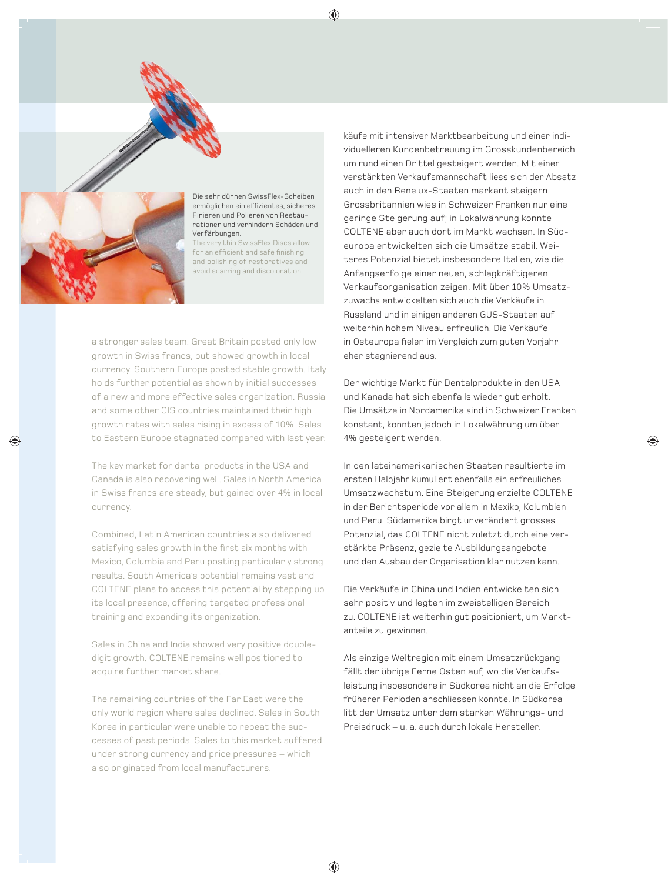Die sehr dünnen SwissFlex-Scheiben ermöglichen ein effizientes, sicheres Finieren und Polieren von Restaurationen und verhindern Schäden und Verfärbungen.
The very thin SwissFlex Discs allow for an efficient and safe finishing and polishing of restoratives and avoid scarring and discoloration.

a stronger sales team. Great Britain posted only low growth in Swiss francs, but showed growth in local currency. Southern Europe posted stable growth. Italy holds further potential as shown by initial successes of a new and more effective sales organization. Russia and some other CIS countries maintained their high growth rates with sales rising in excess of 10%. Sales to Eastern Europe stagnated compared with last year.

The key market for dental products in the USA and Canada is also recovering well. Sales in North America in Swiss francs are steady, but gained over 4% in local currency.

Combined, Latin American countries also delivered satisfying sales growth in the first six months with Mexico, Columbia and Peru posting particularly strong results. South America's potential remains vast and COLTENE plans to access this potential by stepping up its local presence, offering targeted professional training and expanding its organization.

Sales in China and India showed very positive double-digit growth. COLTENE remains well positioned to acquire further market share.

The remaining countries of the Far East were the only world region where sales declined. Sales in South Korea in particular were unable to repeat the successes of past periods. Sales to this market suffered under strong currency and price pressures – which also originated from local manufacturers.

käufe mit intensiver Marktbearbeitung und einer individuelleren Kundenbetreuung im Grosskundenbereich um rund einen Drittel gesteigert werden. Mit einer verstärkten Verkaufsmannschaft liess sich der Absatz auch in den Benelux-Staaten markant steigern. Grossbritannien wies in Schweizer Franken nur eine geringe Steigerung auf; in Lokalwährung konnte COLTENE aber auch dort im Markt wachsen. In Südeuropa entwickelten sich die Umsätze stabil. Weiteres Potenzial bietet insbesondere Italien, wie die Anfangserfolge einer neuen, schlagkräftigeren Verkaufsorganisation zeigen. Mit über 10% Umsatzzuwachs entwickelten sich auch die Verkäufe in Russland und in einigen anderen GUS-Staaten auf weiterhin hohem Niveau erfreulich. Die Verkäufe in Osteuropa fielen im Vergleich zum guten Vorjahr eher stagnierend aus.

Der wichtige Markt für Dentalprodukte in den USA und Kanada hat sich ebenfalls wieder gut erholt. Die Umsätze in Nordamerika sind in Schweizer Franken konstant, konnten jedoch in Lokalwährung um über 4% gesteigert werden.

In den lateinamerikanischen Staaten resultierte im ersten Halbjahr kumuliert ebenfalls ein erfreuliches Umsatzwachstum. Eine Steigerung erzielte COLTENE in der Berichtsperiode vor allem in Mexiko, Kolumbien und Peru. Südamerika birgt unverändert grosses Potenzial, das COLTENE nicht zuletzt durch eine verstärkte Präsenz, gezielte Ausbildungsangebote und den Ausbau der Organisation klar nutzen kann.

Die Verkäufe in China und Indien entwickelten sich sehr positiv und legten im zweistelligen Bereich zu. COLTENE ist weiterhin gut positioniert, um Marktanteile zu gewinnen.

Als einzige Weltregion mit einem Umsatzrückgang fällt der übrige Ferne Osten auf, wo die Verkaufsleistung insbesondere in Südkorea nicht an die Erfolge früherer Perioden anschliessen konnte. In Südkorea litt der Umsatz unter dem starken Währungs- und Preisdruck – u. a. auch durch lokale Hersteller.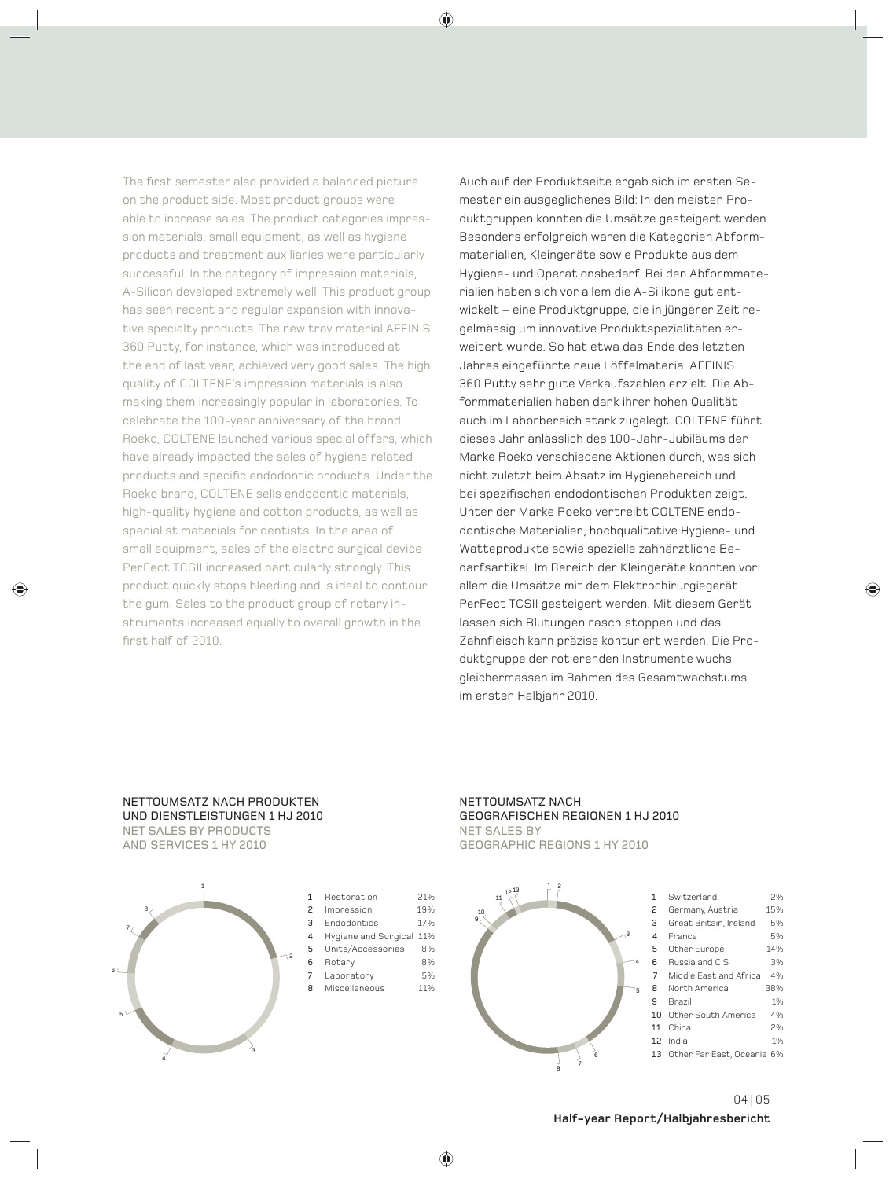The first semester also provided a balanced picture on the product side. Most product groups were able to increase sales. The product categories impression materials, small equipment, as well as hygiene products and treatment auxiliaries were particularly successful. In the category of impression materials, A-Silicon developed extremely well. This product group has seen recent and regular expansion with innovative specialty products. The new tray material AFFINIS 360 Putty, for instance, which was introduced at the end of last year, achieved very good sales. The high quality of COLTENE's impression materials is also making them increasingly popular in laboratories. To celebrate the 100-year anniversary of the brand Roeko, COLTENE launched various special offers, which have already impacted the sales of hygiene related products and specific endodontic products. Under the Roeko brand, COLTENE sells endodontic materials, high-quality hygiene and cotton products, as well as specialist materials for dentists. In the area of small equipment, sales of the electro surgical device PerFect TCSII increased particularly strongly. This product quickly stops bleeding and is ideal to contour the gum. Sales to the product group of rotary instruments increased equally to overall growth in the first half of 2010.

Auch auf der Produktseite ergab sich im ersten Semester ein ausgeglichenes Bild: In den meisten Produktgruppen konnten die Umsätze gesteigert werden. Besonders erfolgreich waren die Kategorien Abformmaterialien, Kleingeräte sowie Produkte aus dem Hygiene- und Operationsbedarf. Bei den Abformmaterialien haben sich vor allem die A-Silikone gut entwickelt – eine Produktgruppe, die in jüngerer Zeit regelmässig um innovative Produktspezialitäten erweitert wurde. So hat etwa das Ende des letzten Jahres eingeführte neue Löffelmaterial AFFINIS 360 Putty sehr gute Verkaufszahlen erzielt. Die Abformmaterialien haben dank ihrer hohen Qualität auch im Laborbereich stark zugelegt. COLTENE führt dieses Jahr anlässlich des 100-Jahr-Jubiläums der Marke Roeko verschiedene Aktionen durch, was sich nicht zuletzt beim Absatz im Hygienebereich und bei spezifischen endodontischen Produkten zeigt. Unter der Marke Roeko vertreibt COLTENE endodontische Materialien, hochqualitative Hygiene- und Watteprodukte sowie spezielle zahnärztliche Bedarfsartikel. Im Bereich der Kleingeräte konnten vor allem die Umsätze mit dem Elektrochirurgiegerät PerFect TCSII gesteigert werden. Mit diesem Gerät lassen sich Blutungen rasch stoppen und das Zahnfleisch kann präzise konturiert werden. Die Produktgruppe der rotierenden Instrumente wuchs gleichermassen im Rahmen des Gesamtwachstums im ersten Halbjahr 2010.

**NETTOUMSATZ NACH PRODUKTEN UND DIENSTLEISTUNGEN 1 HJ 2010**
NET SALES BY PRODUCTS AND SERVICES 1 HY 2010

| | | |
|---|---|---|
| 1 | Restoration | 21% |
| 2 | Impression | 19% |
| 3 | Endodontics | 17% |
| 4 | Hygiene and Surgical | 11% |
| 5 | Units/Accessories | 8% |
| 6 | Rotary | 8% |
| 7 | Laboratory | 5% |
| 8 | Miscellaneous | 11% |

**NETTOUMSATZ NACH GEOGRAFISCHEN REGIONEN 1 HJ 2010**
NET SALES BY GEOGRAPHIC REGIONS 1 HY 2010

| | | |
|---|---|---|
| 1 | Switzerland | 2% |
| 2 | Germany, Austria | 15% |
| 3 | Great Britain, Ireland | 5% |
| 4 | France | 5% |
| 5 | Other Europe | 14% |
| 6 | Russia and CIS | 3% |
| 7 | Middle East and Africa | 4% |
| 8 | North America | 38% |
| 9 | Brazil | 1% |
| 10 | Other South America | 4% |
| 11 | China | 2% |
| 12 | India | 1% |
| 13 | Other Far East, Oceania | 6% |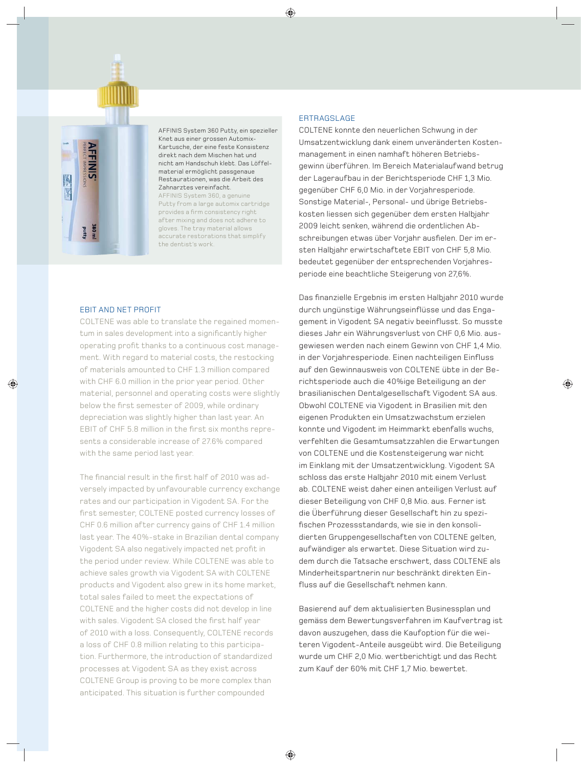AFFINIS System 360 Putty, ein spezieller Knet aus einer grossen Automix-Kartusche, der eine feste Konsistenz direkt nach dem Mischen hat und nicht am Handschuh klebt. Das Löffelmaterial ermöglicht passgenaue Restaurationen, was die Arbeit des Zahnarztes vereinfacht.

AFFINIS System 360, a genuine Putty from a large automix cartridge provides a firm consistency right after mixing and does not adhere to gloves. The tray material allows accurate restorations that simplify the dentist's work.

## EBIT AND NET PROFIT

COLTENE was able to translate the regained momentum in sales development into a significantly higher operating profit thanks to a continuous cost management. With regard to material costs, the restocking of materials amounted to CHF 1.3 million compared with CHF 6.0 million in the prior year period. Other material, personnel and operating costs were slightly below the first semester of 2009, while ordinary depreciation was slightly higher than last year. An EBIT of CHF 5.8 million in the first six months represents a considerable increase of 27.6% compared with the same period last year.

The financial result in the first half of 2010 was adversely impacted by unfavourable currency exchange rates and our participation in Vigodent SA. For the first semester, COLTENE posted currency losses of CHF 0.6 million after currency gains of CHF 1.4 million last year. The 40%-stake in Brazilian dental company Vigodent SA also negatively impacted net profit in the period under review. While COLTENE was able to achieve sales growth via Vigodent SA with COLTENE products and Vigodent also grew in its home market, total sales failed to meet the expectations of COLTENE and the higher costs did not develop in line with sales. Vigodent SA closed the first half year of 2010 with a loss. Consequently, COLTENE records a loss of CHF 0.8 million relating to this participation. Furthermore, the introduction of standardized processes at Vigodent SA as they exist across COLTENE Group is proving to be more complex than anticipated. This situation is further compounded

## ERTRAGSLAGE

COLTENE konnte den neuerlichen Schwung in der Umsatzentwicklung dank einem unveränderten Kostenmanagement in einen namhaft höheren Betriebsgewinn überführen. Im Bereich Materialaufwand betrug der Lageraufbau in der Berichtsperiode CHF 1,3 Mio. gegenüber CHF 6,0 Mio. in der Vorjahresperiode. Sonstige Material-, Personal- und übrige Betriebskosten liessen sich gegenüber dem ersten Halbjahr 2009 leicht senken, während die ordentlichen Abschreibungen etwas über Vorjahr ausfielen. Der im ersten Halbjahr erwirtschaftete EBIT von CHF 5,8 Mio. bedeutet gegenüber der entsprechenden Vorjahresperiode eine beachtliche Steigerung von 27,6%.

Das finanzielle Ergebnis im ersten Halbjahr 2010 wurde durch ungünstige Währungseinflüsse und das Engagement in Vigodent SA negativ beeinflusst. So musste dieses Jahr ein Währungsverlust von CHF 0,6 Mio. ausgewiesen werden nach einem Gewinn von CHF 1,4 Mio. in der Vorjahresperiode. Einen nachteiligen Einfluss auf den Gewinnausweis von COLTENE übte in der Berichtsperiode auch die 40%ige Beteiligung an der brasilianischen Dentalgesellschaft Vigodent SA aus. Obwohl COLTENE via Vigodent in Brasilien mit den eigenen Produkten ein Umsatzwachstum erzielen konnte und Vigodent im Heimmarkt ebenfalls wuchs, verfehlten die Gesamtumsatzzahlen die Erwartungen von COLTENE und die Kostensteigerung war nicht im Einklang mit der Umsatzentwicklung. Vigodent SA schloss das erste Halbjahr 2010 mit einem Verlust ab. COLTENE weist daher einen anteiligen Verlust auf dieser Beteiligung von CHF 0,8 Mio. aus. Ferner ist die Überführung dieser Gesellschaft hin zu spezifischen Prozessstandards, wie sie in den konsolidierten Gruppengesellschaften von COLTENE gelten, aufwändiger als erwartet. Diese Situation wird zudem durch die Tatsache erschwert, dass COLTENE als Minderheitspartnerin nur beschränkt direkten Einfluss auf die Gesellschaft nehmen kann.

Basierend auf dem aktualisierten Businessplan und gemäss dem Bewertungsverfahren im Kaufvertrag ist davon auszugehen, dass die Kaufoption für die weiteren Vigodent-Anteile ausgeübt wird. Die Beteiligung wurde um CHF 2,0 Mio. wertberichtigt und das Recht zum Kauf der 60% mit CHF 1,7 Mio. bewertet.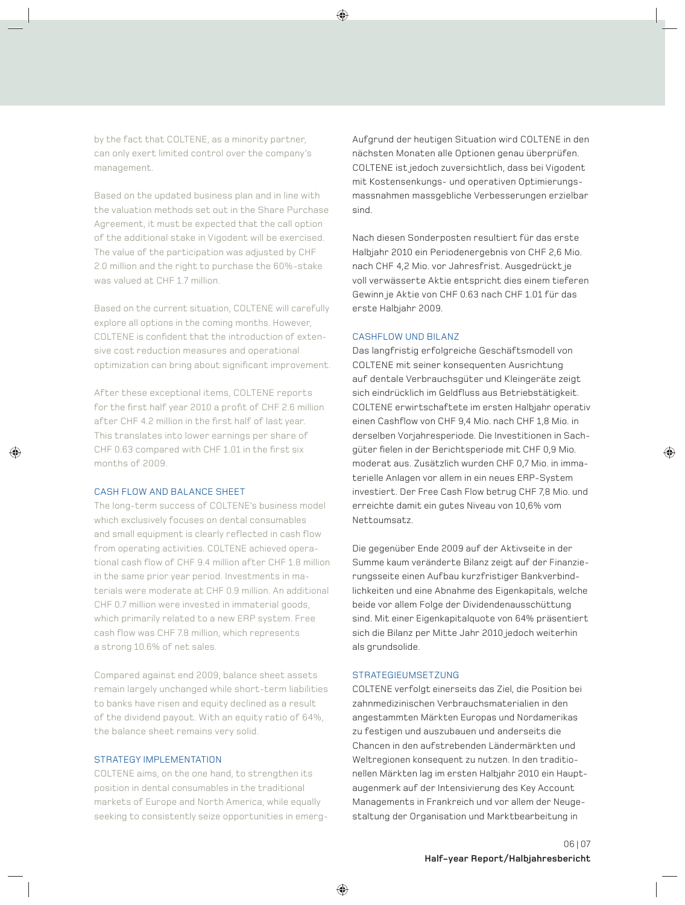by the fact that COLTENE, as a minority partner, can only exert limited control over the company's management.

Based on the updated business plan and in line with the valuation methods set out in the Share Purchase Agreement, it must be expected that the call option of the additional stake in Vigodent will be exercised. The value of the participation was adjusted by CHF 2.0 million and the right to purchase the 60%-stake was valued at CHF 1.7 million.

Based on the current situation, COLTENE will carefully explore all options in the coming months. However, COLTENE is confident that the introduction of extensive cost reduction measures and operational optimization can bring about significant improvement.

After these exceptional items, COLTENE reports for the first half year 2010 a profit of CHF 2.6 million after CHF 4.2 million in the first half of last year. This translates into lower earnings per share of CHF 0.63 compared with CHF 1.01 in the first six months of 2009.

### CASH FLOW AND BALANCE SHEET

The long-term success of COLTENE's business model which exclusively focuses on dental consumables and small equipment is clearly reflected in cash flow from operating activities. COLTENE achieved operational cash flow of CHF 9.4 million after CHF 1.8 million in the same prior year period. Investments in materials were moderate at CHF 0.9 million. An additional CHF 0.7 million were invested in immaterial goods, which primarily related to a new ERP system. Free cash flow was CHF 7.8 million, which represents a strong 10.6% of net sales.

Compared against end 2009, balance sheet assets remain largely unchanged while short-term liabilities to banks have risen and equity declined as a result of the dividend payout. With an equity ratio of 64%, the balance sheet remains very solid.

### STRATEGY IMPLEMENTATION

COLTENE aims, on the one hand, to strengthen its position in dental consumables in the traditional markets of Europe and North America, while equally seeking to consistently seize opportunities in emerg-

Aufgrund der heutigen Situation wird COLTENE in den nächsten Monaten alle Optionen genau überprüfen. COLTENE ist jedoch zuversichtlich, dass bei Vigodent mit Kostensenkungs- und operativen Optimierungsmassnahmen massgebliche Verbesserungen erzielbar sind.

Nach diesen Sonderposten resultiert für das erste Halbjahr 2010 ein Periodenergebnis von CHF 2,6 Mio. nach CHF 4,2 Mio. vor Jahresfrist. Ausgedrückt je voll verwässerte Aktie entspricht dies einem tieferen Gewinn je Aktie von CHF 0.63 nach CHF 1.01 für das erste Halbjahr 2009.

### CASHFLOW UND BILANZ

Das langfristig erfolgreiche Geschäftsmodell von COLTENE mit seiner konsequenten Ausrichtung auf dentale Verbrauchsgüter und Kleingeräte zeigt sich eindrücklich im Geldfluss aus Betriebstätigkeit. COLTENE erwirtschaftete im ersten Halbjahr operativ einen Cashflow von CHF 9,4 Mio. nach CHF 1,8 Mio. in derselben Vorjahresperiode. Die Investitionen in Sachgüter fielen in der Berichtsperiode mit CHF 0,9 Mio. moderat aus. Zusätzlich wurden CHF 0,7 Mio. in immaterielle Anlagen vor allem in ein neues ERP-System investiert. Der Free Cash Flow betrug CHF 7,8 Mio. und erreichte damit ein gutes Niveau von 10,6% vom Nettoumsatz.

Die gegenüber Ende 2009 auf der Aktivseite in der Summe kaum veränderte Bilanz zeigt auf der Finanzierungsseite einen Aufbau kurzfristiger Bankverbindlichkeiten und eine Abnahme des Eigenkapitals, welche beide vor allem Folge der Dividendenausschüttung sind. Mit einer Eigenkapitalquote von 64% präsentiert sich die Bilanz per Mitte Jahr 2010 jedoch weiterhin als grundsolide.

### STRATEGIEUMSETZUNG

COLTENE verfolgt einerseits das Ziel, die Position bei zahnmedizinischen Verbrauchsmaterialien in den angestammten Märkten Europas und Nordamerikas zu festigen und auszubauen und anderseits die Chancen in den aufstrebenden Ländermärkten und Weltregionen konsequent zu nutzen. In den traditionellen Märkten lag im ersten Halbjahr 2010 ein Hauptaugenmerk auf der Intensivierung des Key Account Managements in Frankreich und vor allem der Neugestaltung der Organisation und Marktbearbeitung in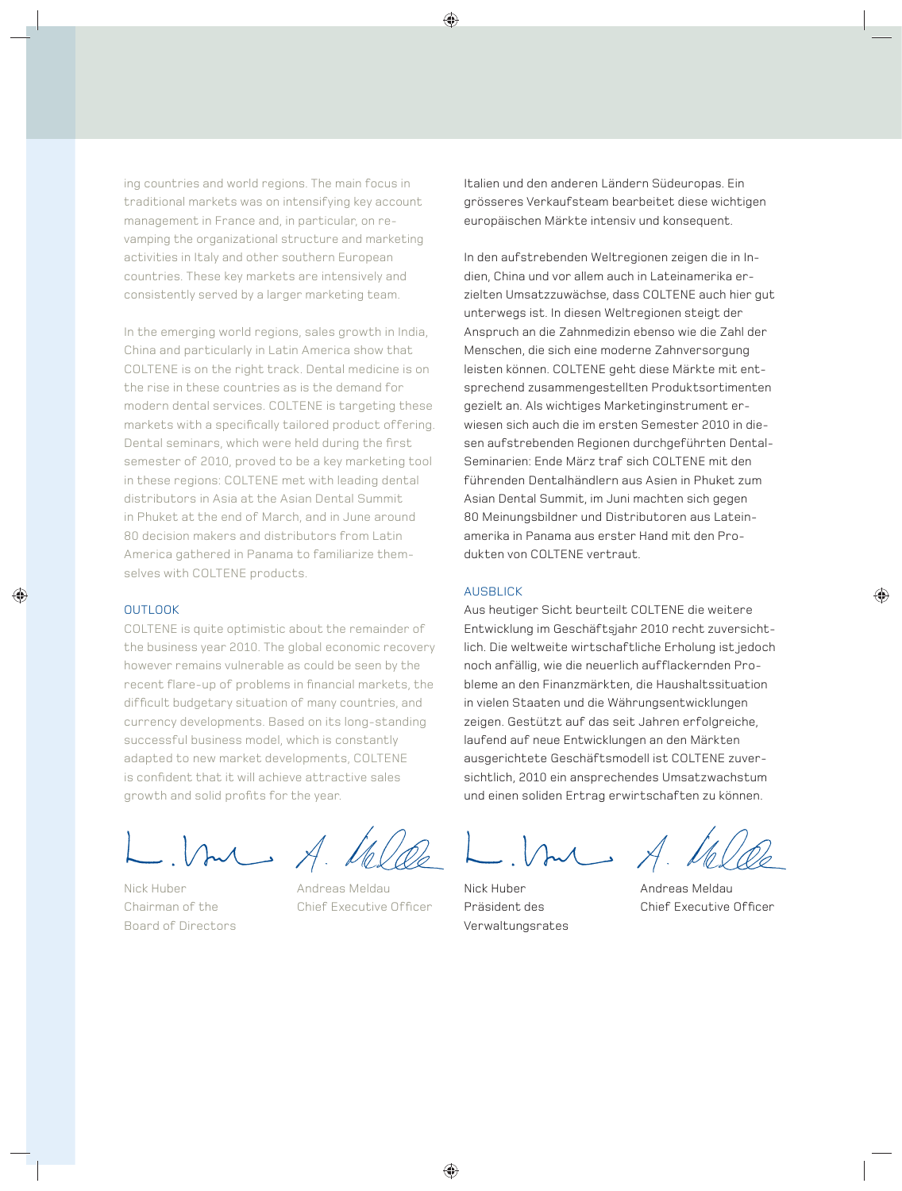ing countries and world regions. The main focus in traditional markets was on intensifying key account management in France and, in particular, on revamping the organizational structure and marketing activities in Italy and other southern European countries. These key markets are intensively and consistently served by a larger marketing team.

In the emerging world regions, sales growth in India, China and particularly in Latin America show that COLTENE is on the right track. Dental medicine is on the rise in these countries as is the demand for modern dental services. COLTENE is targeting these markets with a specifically tailored product offering. Dental seminars, which were held during the first semester of 2010, proved to be a key marketing tool in these regions: COLTENE met with leading dental distributors in Asia at the Asian Dental Summit in Phuket at the end of March, and in June around 80 decision makers and distributors from Latin America gathered in Panama to familiarize themselves with COLTENE products.

## OUTLOOK

COLTENE is quite optimistic about the remainder of the business year 2010. The global economic recovery however remains vulnerable as could be seen by the recent flare-up of problems in financial markets, the difficult budgetary situation of many countries, and currency developments. Based on its long-standing successful business model, which is constantly adapted to new market developments, COLTENE is confident that it will achieve attractive sales growth and solid profits for the year.

Nick Huber
Chairman of the
Board of Directors

Andreas Meldau
Chief Executive Officer

Italien und den anderen Ländern Südeuropas. Ein grösseres Verkaufsteam bearbeitet diese wichtigen europäischen Märkte intensiv und konsequent.

In den aufstrebenden Weltregionen zeigen die in Indien, China und vor allem auch in Lateinamerika erzielten Umsatzzuwächse, dass COLTENE auch hier gut unterwegs ist. In diesen Weltregionen steigt der Anspruch an die Zahnmedizin ebenso wie die Zahl der Menschen, die sich eine moderne Zahnversorgung leisten können. COLTENE geht diese Märkte mit entsprechend zusammengestellten Produktsortimenten gezielt an. Als wichtiges Marketinginstrument erwiesen sich auch die im ersten Semester 2010 in diesen aufstrebenden Regionen durchgeführten Dental-Seminarien: Ende März traf sich COLTENE mit den führenden Dentalhändlern aus Asien in Phuket zum Asian Dental Summit, im Juni machten sich gegen 80 Meinungsbildner und Distributoren aus Lateinamerika in Panama aus erster Hand mit den Produkten von COLTENE vertraut.

## AUSBLICK

Aus heutiger Sicht beurteilt COLTENE die weitere Entwicklung im Geschäftsjahr 2010 recht zuversichtlich. Die weltweite wirtschaftliche Erholung ist jedoch noch anfällig, wie die neuerlich aufflackernden Probleme an den Finanzmärkten, die Haushaltssituation in vielen Staaten und die Währungsentwicklungen zeigen. Gestützt auf das seit Jahren erfolgreiche, laufend auf neue Entwicklungen an den Märkten ausgerichtete Geschäftsmodell ist COLTENE zuversichtlich, 2010 ein ansprechendes Umsatzwachstum und einen soliden Ertrag erwirtschaften zu können.

Nick Huber
Präsident des
Verwaltungsrates

Andreas Meldau
Chief Executive Officer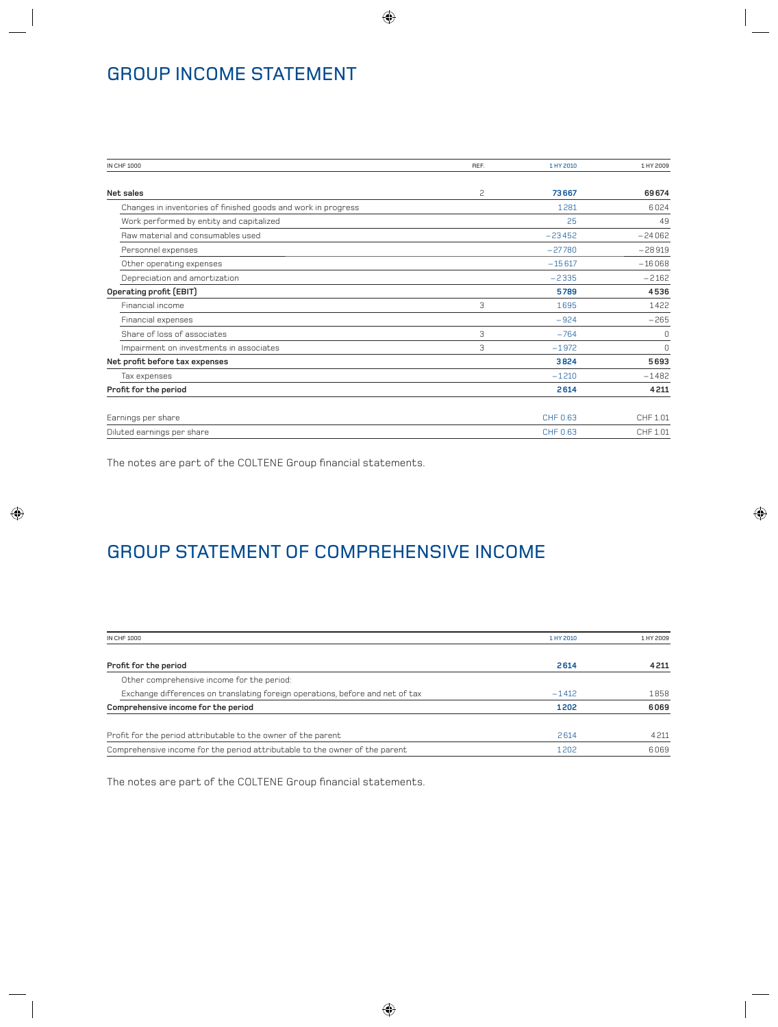# GROUP INCOME STATEMENT

| IN CHF 1000 | REF. | 1 HY 2010 | 1 HY 2009 |
|---|---|---|---|
| **Net sales** | 2 | **73667** | **69674** |
| Changes in inventories of finished goods and work in progress | | 1281 | 6024 |
| Work performed by entity and capitalized | | 25 | 49 |
| Raw material and consumables used | | −23452 | −24062 |
| Personnel expenses | | −27780 | −28919 |
| Other operating expenses | | −15617 | −16068 |
| Depreciation and amortization | | −2335 | −2162 |
| **Operating profit (EBIT)** | | **5789** | **4536** |
| Financial income | 3 | 1695 | 1422 |
| Financial expenses | | −924 | −265 |
| Share of loss of associates | 3 | −764 | 0 |
| Impairment on investments in associates | 3 | −1972 | 0 |
| **Net profit before tax expenses** | | **3824** | **5693** |
| Tax expenses | | −1210 | −1482 |
| **Profit for the period** | | **2614** | **4211** |
| Earnings per share | | CHF 0.63 | CHF 1.01 |
| Diluted earnings per share | | CHF 0.63 | CHF 1.01 |

The notes are part of the COLTENE Group financial statements.

# GROUP STATEMENT OF COMPREHENSIVE INCOME

| IN CHF 1000 | 1 HY 2010 | 1 HY 2009 |
|---|---|---|
| **Profit for the period** | **2614** | **4211** |
| Other comprehensive income for the period: | | |
| Exchange differences on translating foreign operations, before and net of tax | −1412 | 1858 |
| **Comprehensive income for the period** | **1202** | **6069** |
| Profit for the period attributable to the owner of the parent | 2614 | 4211 |
| Comprehensive income for the period attributable to the owner of the parent | 1202 | 6069 |

The notes are part of the COLTENE Group financial statements.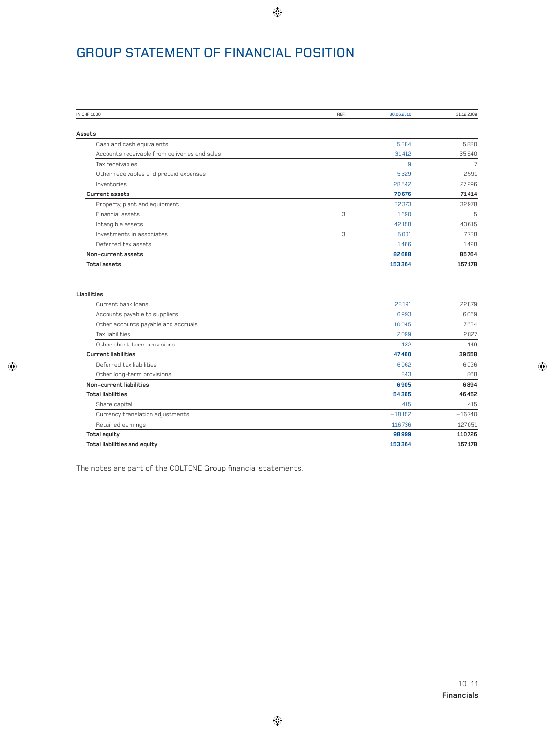# GROUP STATEMENT OF FINANCIAL POSITION

| IN CHF 1000 | REF. | 30.06.2010 | 31.12.2009 |
|---|---|---|---|
| **Assets** | | | |
| Cash and cash equivalents | | 5384 | 5880 |
| Accounts receivable from deliveries and sales | | 31412 | 35640 |
| Tax receivables | | 9 | 7 |
| Other receivables and prepaid expenses | | 5329 | 2591 |
| Inventories | | 28542 | 27296 |
| **Current assets** | | **70676** | **71414** |
| Property, plant and equipment | | 32373 | 32978 |
| Financial assets | 3 | 1690 | 5 |
| Intangible assets | | 42158 | 43615 |
| Investments in associates | 3 | 5001 | 7738 |
| Deferred tax assets | | 1466 | 1428 |
| **Non-current assets** | | **82688** | **85764** |
| **Total assets** | | **153364** | **157178** |

| IN CHF 1000 | REF. | 30.06.2010 | 31.12.2009 |
|---|---|---|---|
| **Liabilities** | | | |
| Current bank loans | | 28191 | 22879 |
| Accounts payable to suppliers | | 6993 | 6069 |
| Other accounts payable and accruals | | 10045 | 7634 |
| Tax liabilities | | 2099 | 2827 |
| Other short-term provisions | | 132 | 149 |
| **Current liabilities** | | **47460** | **39558** |
| Deferred tax liabilities | | 6062 | 6026 |
| Other long-term provisions | | 843 | 868 |
| **Non-current liabilities** | | **6905** | **6894** |
| **Total liabilities** | | **54365** | **46452** |
| Share capital | | 415 | 415 |
| Currency translation adjustments | | −18152 | −16740 |
| Retained earnings | | 116736 | 127051 |
| **Total equity** | | **98999** | **110726** |
| **Total liabilities and equity** | | **153364** | **157178** |

The notes are part of the COLTENE Group financial statements.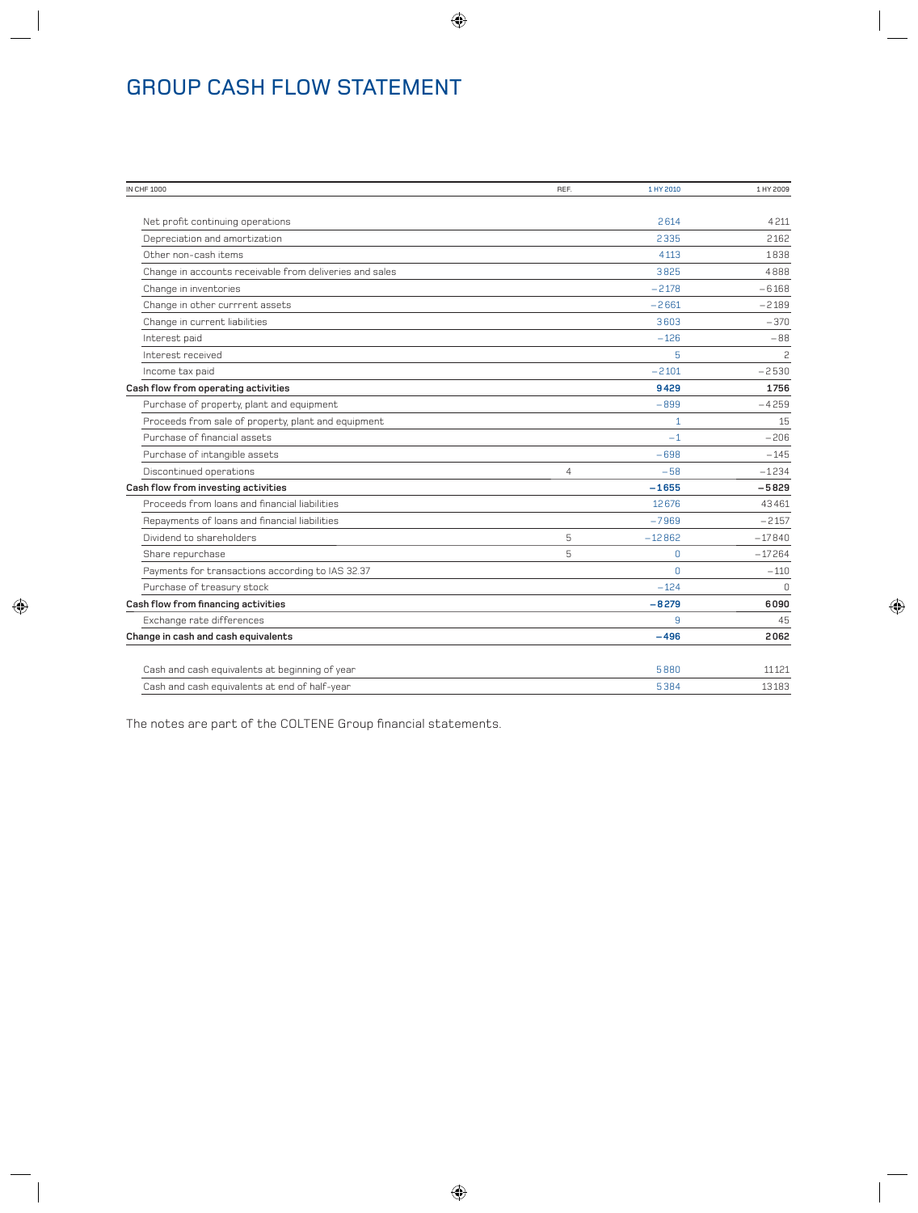# GROUP CASH FLOW STATEMENT

| IN CHF 1000 | REF. | 1 HY 2010 | 1 HY 2009 |
|---|---|---|---|
| Net profit continuing operations | | 2614 | 4211 |
| Depreciation and amortization | | 2335 | 2162 |
| Other non-cash items | | 4113 | 1838 |
| Change in accounts receivable from deliveries and sales | | 3825 | 4888 |
| Change in inventories | | −2178 | −6168 |
| Change in other currrent assets | | −2661 | −2189 |
| Change in current liabilities | | 3603 | −370 |
| Interest paid | | −126 | −88 |
| Interest received | | 5 | 2 |
| Income tax paid | | −2101 | −2530 |
| **Cash flow from operating activities** | | **9429** | **1756** |
| Purchase of property, plant and equipment | | −899 | −4259 |
| Proceeds from sale of property, plant and equipment | | 1 | 15 |
| Purchase of financial assets | | −1 | −206 |
| Purchase of intangible assets | | −698 | −145 |
| Discontinued operations | 4 | −58 | −1234 |
| **Cash flow from investing activities** | | **−1655** | **−5829** |
| Proceeds from loans and financial liabilities | | 12676 | 43461 |
| Repayments of loans and financial liabilities | | −7969 | −2157 |
| Dividend to shareholders | 5 | −12862 | −17840 |
| Share repurchase | 5 | 0 | −17264 |
| Payments for transactions according to IAS 32.37 | | 0 | −110 |
| Purchase of treasury stock | | −124 | 0 |
| **Cash flow from financing activities** | | **−8279** | **6090** |
| Exchange rate differences | | 9 | 45 |
| **Change in cash and cash equivalents** | | **−496** | **2062** |
| | | | |
| Cash and cash equivalents at beginning of year | | 5880 | 11121 |
| Cash and cash equivalents at end of half-year | | 5384 | 13183 |

The notes are part of the COLTENE Group financial statements.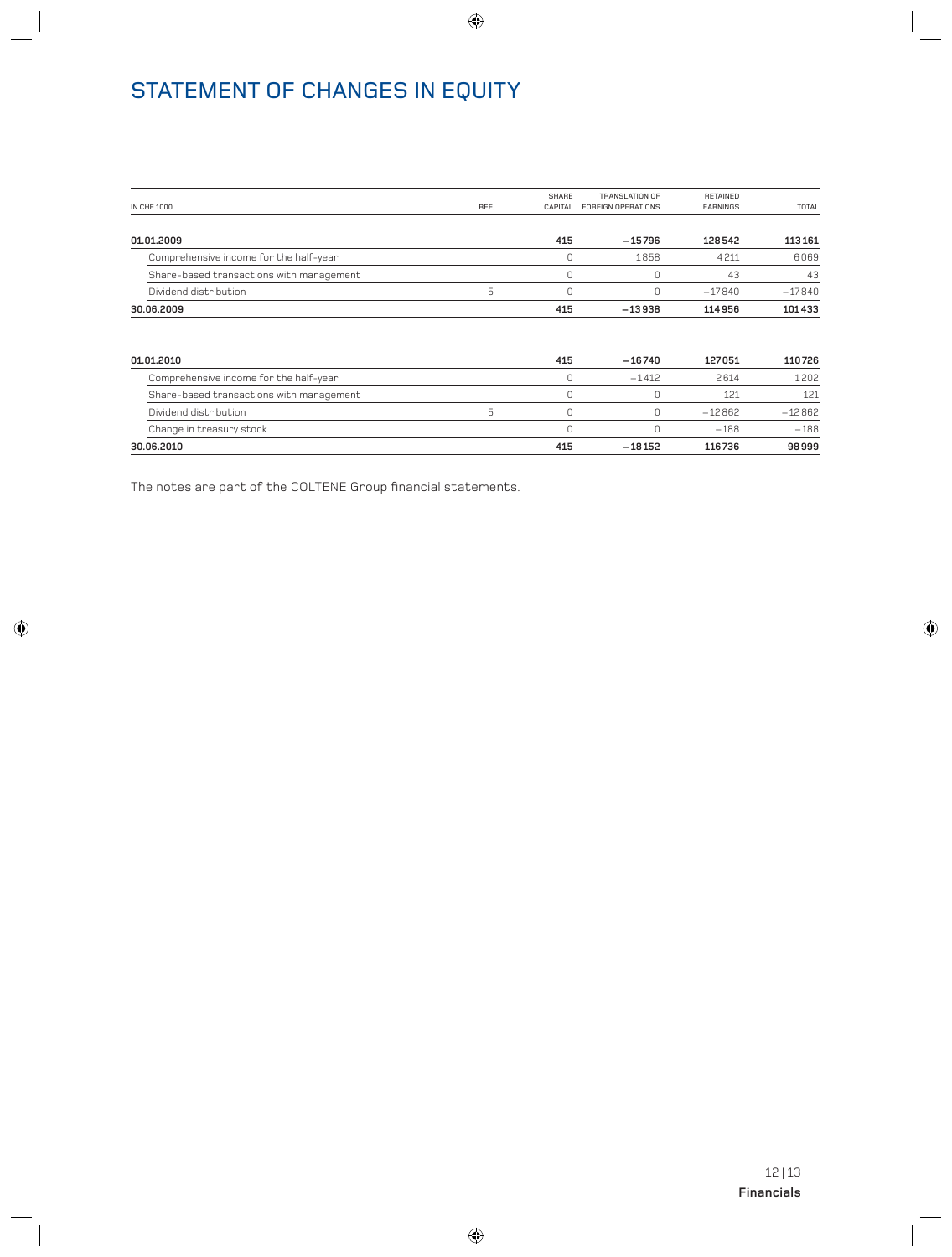# STATEMENT OF CHANGES IN EQUITY

| IN CHF 1000 | REF. | SHARE CAPITAL | TRANSLATION OF FOREIGN OPERATIONS | RETAINED EARNINGS | TOTAL |
|---|---|---|---|---|---|
| **01.01.2009** | | **415** | **–15796** | **128542** | **113161** |
| Comprehensive income for the half-year | | 0 | 1858 | 4211 | 6069 |
| Share-based transactions with management | | 0 | 0 | 43 | 43 |
| Dividend distribution | 5 | 0 | 0 | –17840 | –17840 |
| **30.06.2009** | | **415** | **–13938** | **114956** | **101433** |
| | | | | | |
| **01.01.2010** | | **415** | **–16740** | **127051** | **110726** |
| Comprehensive income for the half-year | | 0 | –1412 | 2614 | 1202 |
| Share-based transactions with management | | 0 | 0 | 121 | 121 |
| Dividend distribution | 5 | 0 | 0 | –12862 | –12862 |
| Change in treasury stock | | 0 | 0 | –188 | –188 |
| **30.06.2010** | | **415** | **–18152** | **116736** | **98999** |

The notes are part of the COLTENE Group financial statements.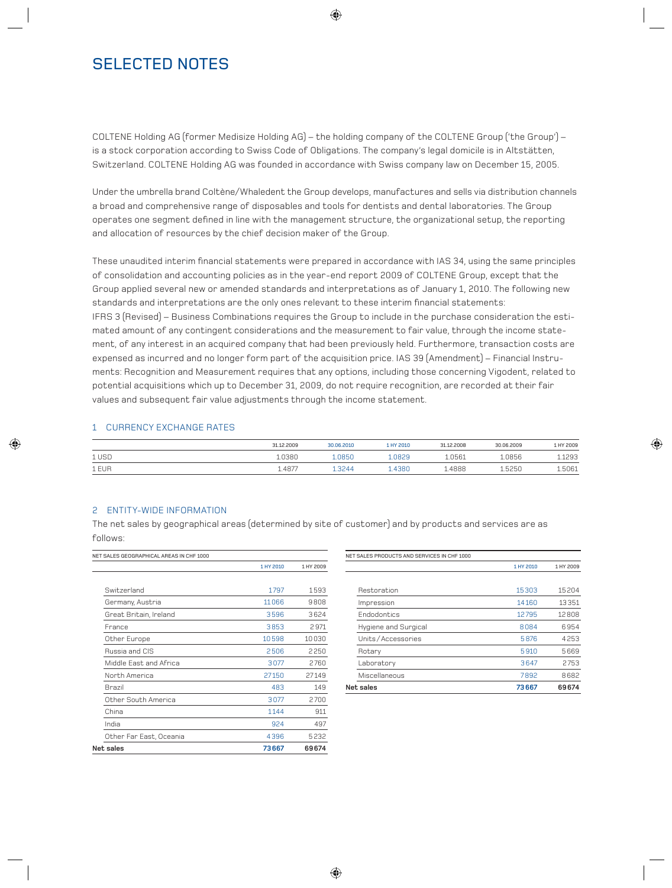# SELECTED NOTES

COLTENE Holding AG (former Medisize Holding AG) – the holding company of the COLTENE Group ('the Group') – is a stock corporation according to Swiss Code of Obligations. The company's legal domicile is in Altstätten, Switzerland. COLTENE Holding AG was founded in accordance with Swiss company law on December 15, 2005.

Under the umbrella brand Coltène/Whaledent the Group develops, manufactures and sells via distribution channels a broad and comprehensive range of disposables and tools for dentists and dental laboratories. The Group operates one segment defined in line with the management structure, the organizational setup, the reporting and allocation of resources by the chief decision maker of the Group.

These unaudited interim financial statements were prepared in accordance with IAS 34, using the same principles of consolidation and accounting policies as in the year-end report 2009 of COLTENE Group, except that the Group applied several new or amended standards and interpretations as of January 1, 2010. The following new standards and interpretations are the only ones relevant to these interim financial statements:
IFRS 3 (Revised) – Business Combinations requires the Group to include in the purchase consideration the estimated amount of any contingent considerations and the measurement to fair value, through the income statement, of any interest in an acquired company that had been previously held. Furthermore, transaction costs are expensed as incurred and no longer form part of the acquisition price. IAS 39 (Amendment) – Financial Instruments: Recognition and Measurement requires that any options, including those concerning Vigodent, related to potential acquisitions which up to December 31, 2009, do not require recognition, are recorded at their fair values and subsequent fair value adjustments through the income statement.

## 1 CURRENCY EXCHANGE RATES

| | 31.12.2009 | 30.06.2010 | 1 HY 2010 | 31.12.2008 | 30.06.2009 | 1 HY 2009 |
|---|---|---|---|---|---|---|
| 1 USD | 1.0380 | 1.0850 | 1.0829 | 1.0561 | 1.0856 | 1.1293 |
| 1 EUR | 1.4877 | 1.3244 | 1.4380 | 1.4888 | 1.5250 | 1.5061 |

## 2 ENTITY-WIDE INFORMATION

The net sales by geographical areas (determined by site of customer) and by products and services are as follows:

| NET SALES GEOGRAPHICAL AREAS IN CHF 1000 | 1 HY 2010 | 1 HY 2009 |
|---|---|---|
| Switzerland | 1797 | 1593 |
| Germany, Austria | 11066 | 9808 |
| Great Britain, Ireland | 3596 | 3624 |
| France | 3853 | 2971 |
| Other Europe | 10598 | 10030 |
| Russia and CIS | 2506 | 2250 |
| Middle East and Africa | 3077 | 2760 |
| North America | 27150 | 27149 |
| Brazil | 483 | 149 |
| Other South America | 3077 | 2700 |
| China | 1144 | 911 |
| India | 924 | 497 |
| Other Far East, Oceania | 4396 | 5232 |
| **Net sales** | **73667** | **69674** |

| NET SALES PRODUCTS AND SERVICES IN CHF 1000 | 1 HY 2010 | 1 HY 2009 |
|---|---|---|
| Restoration | 15303 | 15204 |
| Impression | 14160 | 13351 |
| Endodontics | 12795 | 12808 |
| Hygiene and Surgical | 8084 | 6954 |
| Units / Accessories | 5876 | 4253 |
| Rotary | 5910 | 5669 |
| Laboratory | 3647 | 2753 |
| Miscellaneous | 7892 | 8682 |
| **Net sales** | **73667** | **69674** |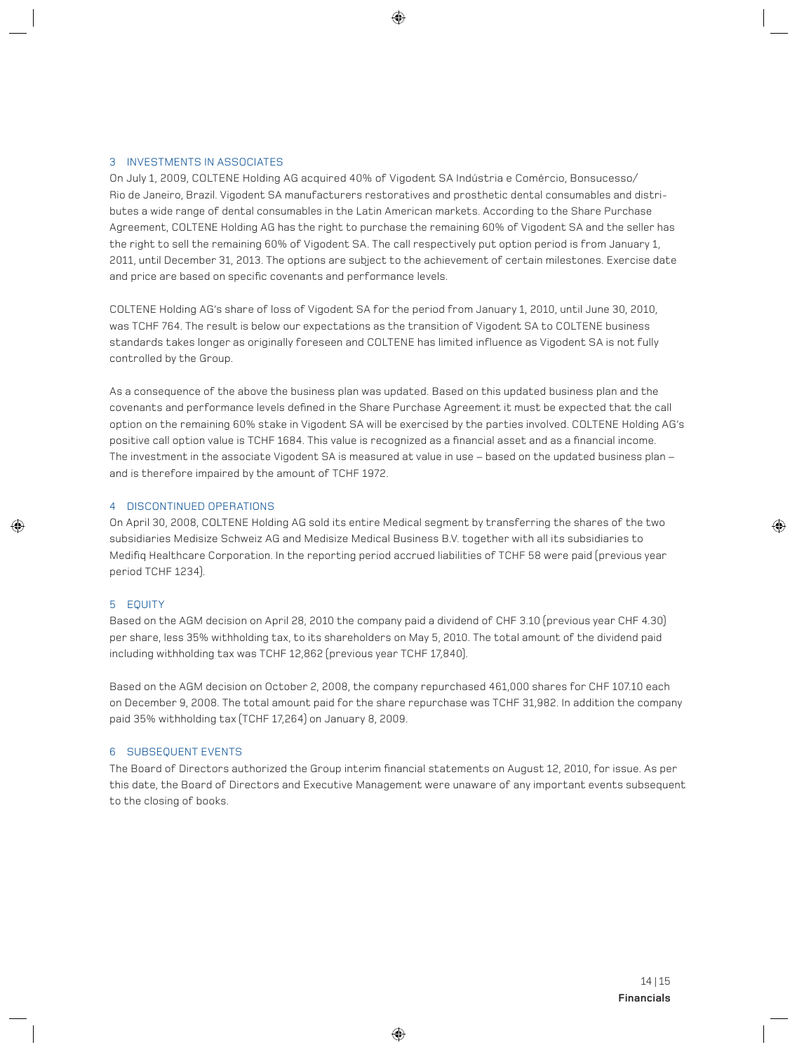## 3 INVESTMENTS IN ASSOCIATES

On July 1, 2009, COLTENE Holding AG acquired 40% of Vigodent SA Indústria e Comércio, Bonsucesso/Rio de Janeiro, Brazil. Vigodent SA manufacturers restoratives and prosthetic dental consumables and distributes a wide range of dental consumables in the Latin American markets. According to the Share Purchase Agreement, COLTENE Holding AG has the right to purchase the remaining 60% of Vigodent SA and the seller has the right to sell the remaining 60% of Vigodent SA. The call respectively put option period is from January 1, 2011, until December 31, 2013. The options are subject to the achievement of certain milestones. Exercise date and price are based on specific covenants and performance levels.

COLTENE Holding AG's share of loss of Vigodent SA for the period from January 1, 2010, until June 30, 2010, was TCHF 764. The result is below our expectations as the transition of Vigodent SA to COLTENE business standards takes longer as originally foreseen and COLTENE has limited influence as Vigodent SA is not fully controlled by the Group.

As a consequence of the above the business plan was updated. Based on this updated business plan and the covenants and performance levels defined in the Share Purchase Agreement it must be expected that the call option on the remaining 60% stake in Vigodent SA will be exercised by the parties involved. COLTENE Holding AG's positive call option value is TCHF 1684. This value is recognized as a financial asset and as a financial income. The investment in the associate Vigodent SA is measured at value in use – based on the updated business plan – and is therefore impaired by the amount of TCHF 1972.

## 4 DISCONTINUED OPERATIONS

On April 30, 2008, COLTENE Holding AG sold its entire Medical segment by transferring the shares of the two subsidiaries Medisize Schweiz AG and Medisize Medical Business B.V. together with all its subsidiaries to Medifiq Healthcare Corporation. In the reporting period accrued liabilities of TCHF 58 were paid (previous year period TCHF 1234).

## 5 EQUITY

Based on the AGM decision on April 28, 2010 the company paid a dividend of CHF 3.10 (previous year CHF 4.30) per share, less 35% withholding tax, to its shareholders on May 5, 2010. The total amount of the dividend paid including withholding tax was TCHF 12,862 (previous year TCHF 17,840).

Based on the AGM decision on October 2, 2008, the company repurchased 461,000 shares for CHF 107.10 each on December 9, 2008. The total amount paid for the share repurchase was TCHF 31,982. In addition the company paid 35% withholding tax (TCHF 17,264) on January 8, 2009.

## 6 SUBSEQUENT EVENTS

The Board of Directors authorized the Group interim financial statements on August 12, 2010, for issue. As per this date, the Board of Directors and Executive Management were unaware of any important events subsequent to the closing of books.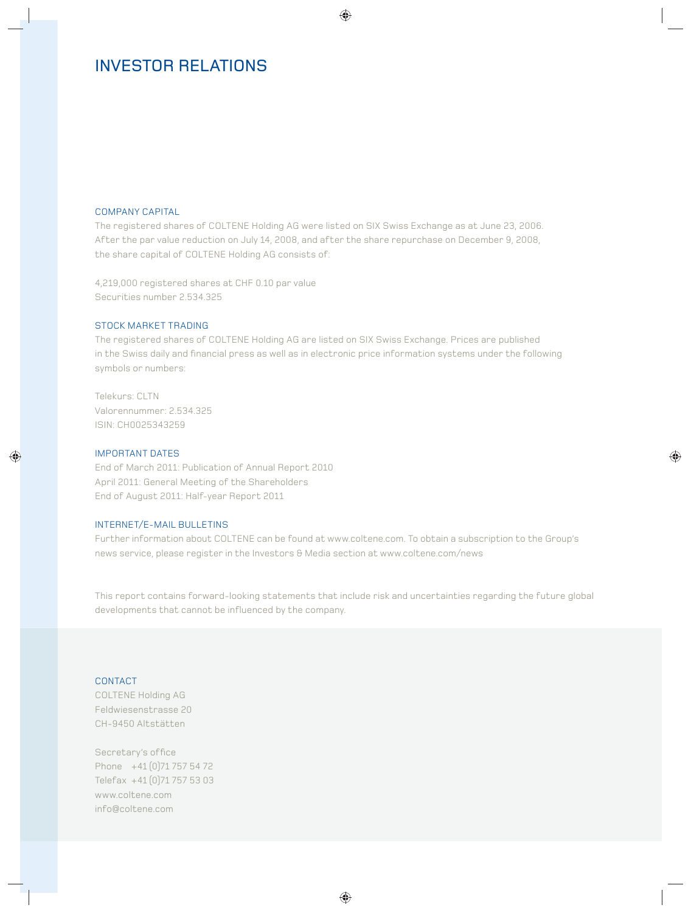# INVESTOR RELATIONS

## COMPANY CAPITAL

The registered shares of COLTENE Holding AG were listed on SIX Swiss Exchange as at June 23, 2006. After the par value reduction on July 14, 2008, and after the share repurchase on December 9, 2008, the share capital of COLTENE Holding AG consists of:

4,219,000 registered shares at CHF 0.10 par value
Securities number 2.534.325

## STOCK MARKET TRADING

The registered shares of COLTENE Holding AG are listed on SIX Swiss Exchange. Prices are published in the Swiss daily and financial press as well as in electronic price information systems under the following symbols or numbers:

Telekurs: CLTN
Valorennummer: 2.534.325
ISIN: CH0025343259

## IMPORTANT DATES

End of March 2011: Publication of Annual Report 2010
April 2011: General Meeting of the Shareholders
End of August 2011: Half-year Report 2011

## INTERNET/E-MAIL BULLETINS

Further information about COLTENE can be found at www.coltene.com. To obtain a subscription to the Group's news service, please register in the Investors & Media section at www.coltene.com/news

This report contains forward-looking statements that include risk and uncertainties regarding the future global developments that cannot be influenced by the company.

## CONTACT

COLTENE Holding AG
Feldwiesenstrasse 20
CH-9450 Altstätten

Secretary's office
Phone +41 (0)71 757 54 72
Telefax +41 (0)71 757 53 03
www.coltene.com
info@coltene.com